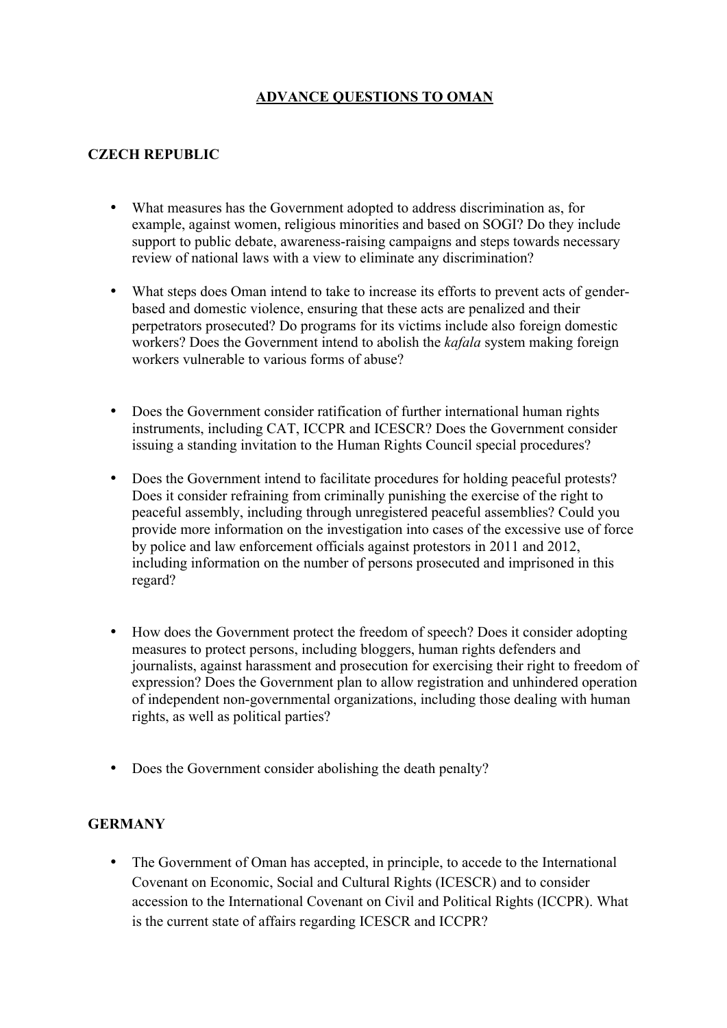# ADVANCE QUESTIONS TO OMAN

## CZECH REPUBLIC

- What measures has the Government adopted to address discrimination as, for example, against women, religious minorities and based on SOGI? Do they include support to public debate, awareness-raising campaigns and steps towards necessary review of national laws with a view to eliminate any discrimination?

- What steps does Oman intend to take to increase its efforts to prevent acts of gender-based and domestic violence, ensuring that these acts are penalized and their perpetrators prosecuted? Do programs for its victims include also foreign domestic workers? Does the Government intend to abolish the *kafala* system making foreign workers vulnerable to various forms of abuse?

- Does the Government consider ratification of further international human rights instruments, including CAT, ICCPR and ICESCR? Does the Government consider issuing a standing invitation to the Human Rights Council special procedures?

- Does the Government intend to facilitate procedures for holding peaceful protests? Does it consider refraining from criminally punishing the exercise of the right to peaceful assembly, including through unregistered peaceful assemblies? Could you provide more information on the investigation into cases of the excessive use of force by police and law enforcement officials against protestors in 2011 and 2012, including information on the number of persons prosecuted and imprisoned in this regard?

- How does the Government protect the freedom of speech? Does it consider adopting measures to protect persons, including bloggers, human rights defenders and journalists, against harassment and prosecution for exercising their right to freedom of expression? Does the Government plan to allow registration and unhindered operation of independent non-governmental organizations, including those dealing with human rights, as well as political parties?

- Does the Government consider abolishing the death penalty?

## GERMANY

- The Government of Oman has accepted, in principle, to accede to the International Covenant on Economic, Social and Cultural Rights (ICESCR) and to consider accession to the International Covenant on Civil and Political Rights (ICCPR). What is the current state of affairs regarding ICESCR and ICCPR?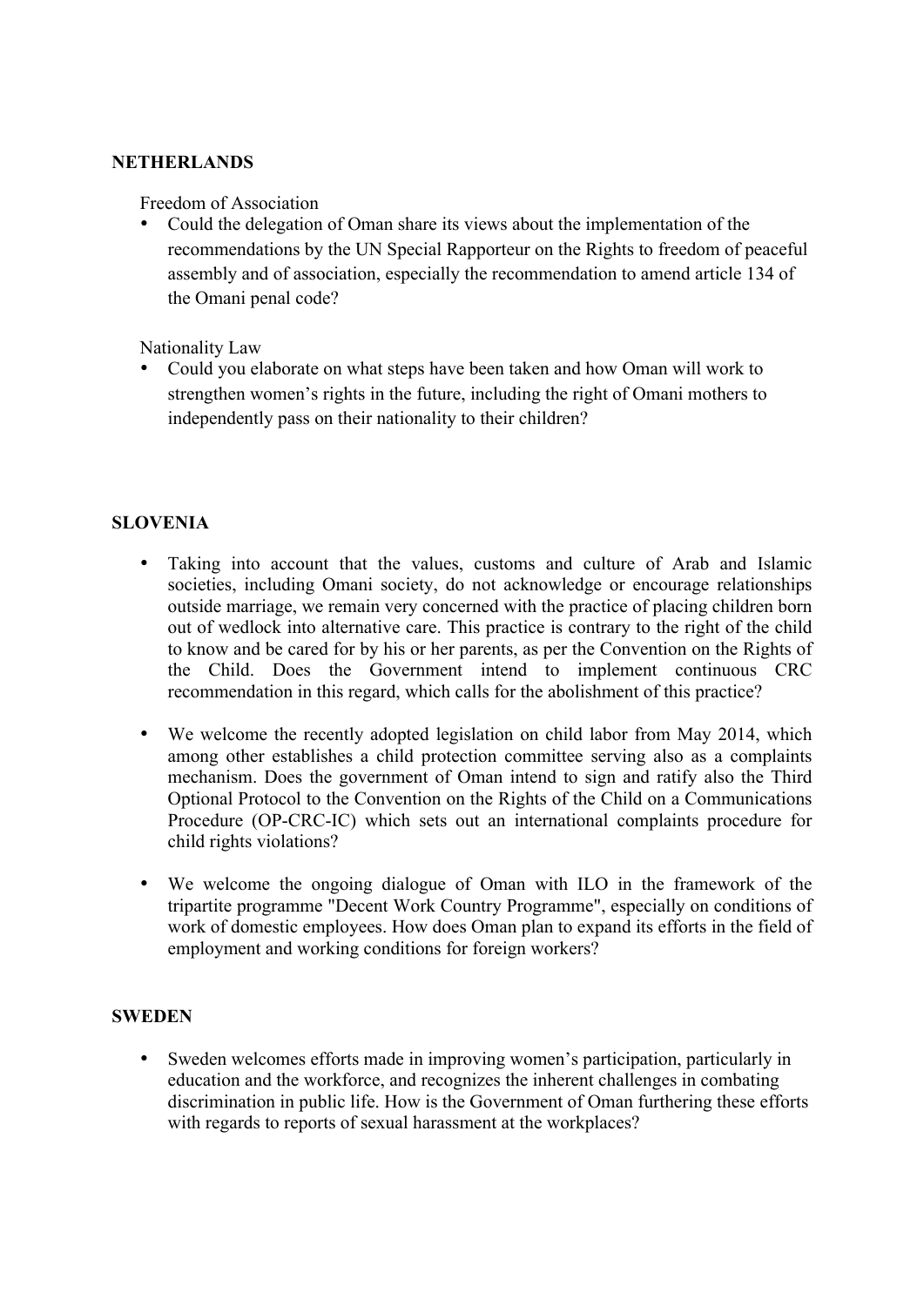**NETHERLANDS**

Freedom of Association

- Could the delegation of Oman share its views about the implementation of the recommendations by the UN Special Rapporteur on the Rights to freedom of peaceful assembly and of association, especially the recommendation to amend article 134 of the Omani penal code?

Nationality Law

- Could you elaborate on what steps have been taken and how Oman will work to strengthen women's rights in the future, including the right of Omani mothers to independently pass on their nationality to their children?

**SLOVENIA**

- Taking into account that the values, customs and culture of Arab and Islamic societies, including Omani society, do not acknowledge or encourage relationships outside marriage, we remain very concerned with the practice of placing children born out of wedlock into alternative care. This practice is contrary to the right of the child to know and be cared for by his or her parents, as per the Convention on the Rights of the Child. Does the Government intend to implement continuous CRC recommendation in this regard, which calls for the abolishment of this practice?

- We welcome the recently adopted legislation on child labor from May 2014, which among other establishes a child protection committee serving also as a complaints mechanism. Does the government of Oman intend to sign and ratify also the Third Optional Protocol to the Convention on the Rights of the Child on a Communications Procedure (OP-CRC-IC) which sets out an international complaints procedure for child rights violations?

- We welcome the ongoing dialogue of Oman with ILO in the framework of the tripartite programme "Decent Work Country Programme", especially on conditions of work of domestic employees. How does Oman plan to expand its efforts in the field of employment and working conditions for foreign workers?

**SWEDEN**

- Sweden welcomes efforts made in improving women's participation, particularly in education and the workforce, and recognizes the inherent challenges in combating discrimination in public life. How is the Government of Oman furthering these efforts with regards to reports of sexual harassment at the workplaces?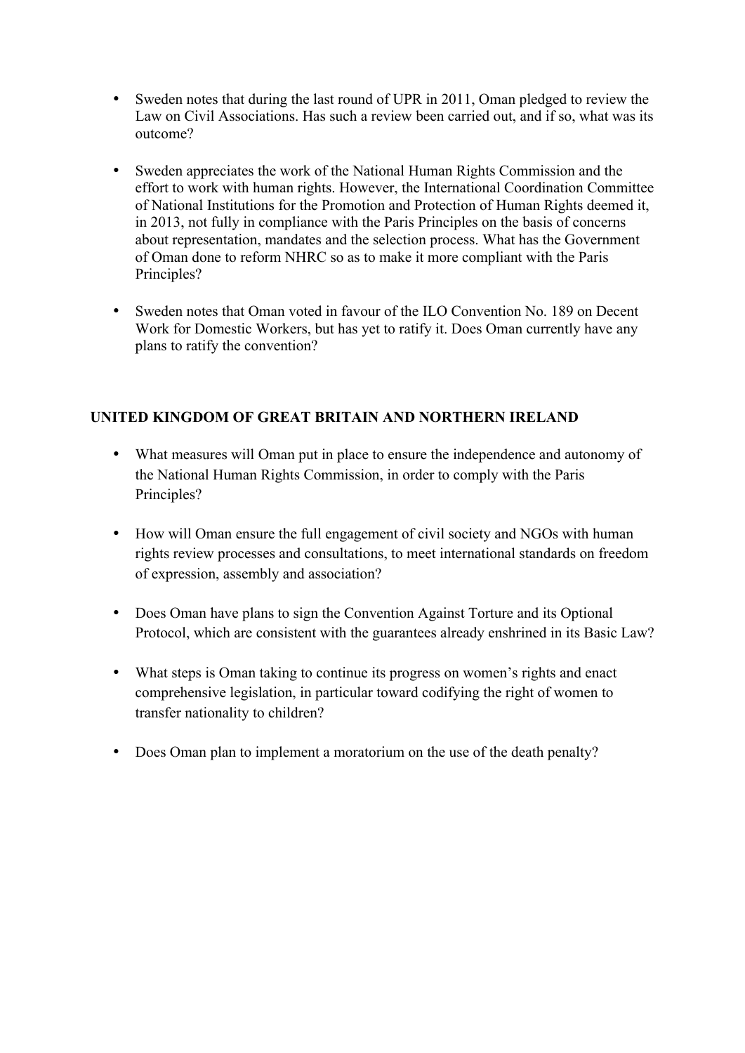- Sweden notes that during the last round of UPR in 2011, Oman pledged to review the Law on Civil Associations. Has such a review been carried out, and if so, what was its outcome?

- Sweden appreciates the work of the National Human Rights Commission and the effort to work with human rights. However, the International Coordination Committee of National Institutions for the Promotion and Protection of Human Rights deemed it, in 2013, not fully in compliance with the Paris Principles on the basis of concerns about representation, mandates and the selection process. What has the Government of Oman done to reform NHRC so as to make it more compliant with the Paris Principles?

- Sweden notes that Oman voted in favour of the ILO Convention No. 189 on Decent Work for Domestic Workers, but has yet to ratify it. Does Oman currently have any plans to ratify the convention?

**UNITED KINGDOM OF GREAT BRITAIN AND NORTHERN IRELAND**

- What measures will Oman put in place to ensure the independence and autonomy of the National Human Rights Commission, in order to comply with the Paris Principles?

- How will Oman ensure the full engagement of civil society and NGOs with human rights review processes and consultations, to meet international standards on freedom of expression, assembly and association?

- Does Oman have plans to sign the Convention Against Torture and its Optional Protocol, which are consistent with the guarantees already enshrined in its Basic Law?

- What steps is Oman taking to continue its progress on women's rights and enact comprehensive legislation, in particular toward codifying the right of women to transfer nationality to children?

- Does Oman plan to implement a moratorium on the use of the death penalty?